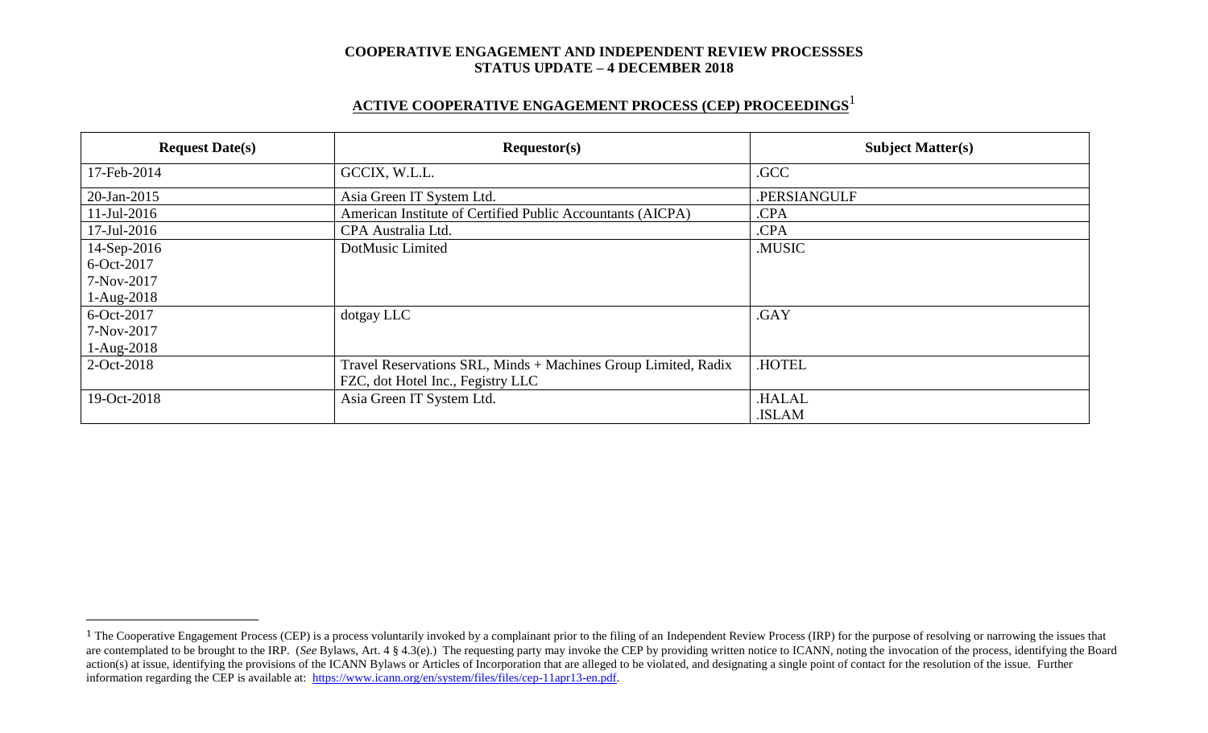**COOPERATIVE ENGAGEMENT AND INDEPENDENT REVIEW PROCESSSES**
**STATUS UPDATE – 4 DECEMBER 2018**

## ACTIVE COOPERATIVE ENGAGEMENT PROCESS (CEP) PROCEEDINGS[1]

| Request Date(s) | Requestor(s) | Subject Matter(s) |
|---|---|---|
| 17-Feb-2014 | GCCIX, W.L.L. | .GCC |
| 20-Jan-2015 | Asia Green IT System Ltd. | .PERSIANGULF |
| 11-Jul-2016 | American Institute of Certified Public Accountants (AICPA) | .CPA |
| 17-Jul-2016 | CPA Australia Ltd. | .CPA |
| 14-Sep-2016<br>6-Oct-2017<br>7-Nov-2017<br>1-Aug-2018 | DotMusic Limited | .MUSIC |
| 6-Oct-2017<br>7-Nov-2017<br>1-Aug-2018 | dotgay LLC | .GAY |
| 2-Oct-2018 | Travel Reservations SRL, Minds + Machines Group Limited, Radix FZC, dot Hotel Inc., Fegistry LLC | .HOTEL |
| 19-Oct-2018 | Asia Green IT System Ltd. | .HALAL<br>.ISLAM |

[1] The Cooperative Engagement Process (CEP) is a process voluntarily invoked by a complainant prior to the filing of an Independent Review Process (IRP) for the purpose of resolving or narrowing the issues that are contemplated to be brought to the IRP. (*See* Bylaws, Art. 4 § 4.3(e).) The requesting party may invoke the CEP by providing written notice to ICANN, noting the invocation of the process, identifying the Board action(s) at issue, identifying the provisions of the ICANN Bylaws or Articles of Incorporation that are alleged to be violated, and designating a single point of contact for the resolution of the issue. Further information regarding the CEP is available at: https://www.icann.org/en/system/files/files/cep-11apr13-en.pdf.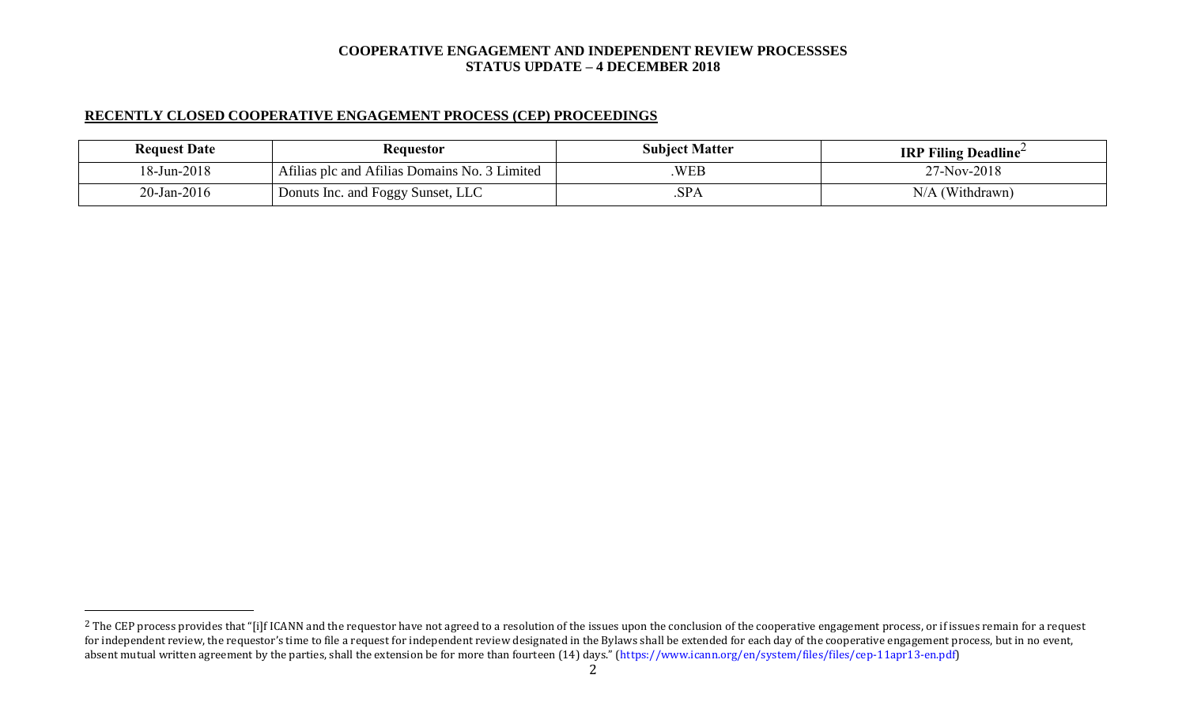**COOPERATIVE ENGAGEMENT AND INDEPENDENT REVIEW PROCESSSES**
**STATUS UPDATE – 4 DECEMBER 2018**

## RECENTLY CLOSED COOPERATIVE ENGAGEMENT PROCESS (CEP) PROCEEDINGS

| Request Date | Requestor | Subject Matter | IRP Filing Deadline[2] |
|---|---|---|---|
| 18-Jun-2018 | Afilias plc and Afilias Domains No. 3 Limited | .WEB | 27-Nov-2018 |
| 20-Jan-2016 | Donuts Inc. and Foggy Sunset, LLC | .SPA | N/A (Withdrawn) |

[2] The CEP process provides that "[i]f ICANN and the requestor have not agreed to a resolution of the issues upon the conclusion of the cooperative engagement process, or if issues remain for a request for independent review, the requestor's time to file a request for independent review designated in the Bylaws shall be extended for each day of the cooperative engagement process, but in no event, absent mutual written agreement by the parties, shall the extension be for more than fourteen (14) days." (https://www.icann.org/en/system/files/files/cep-11apr13-en.pdf)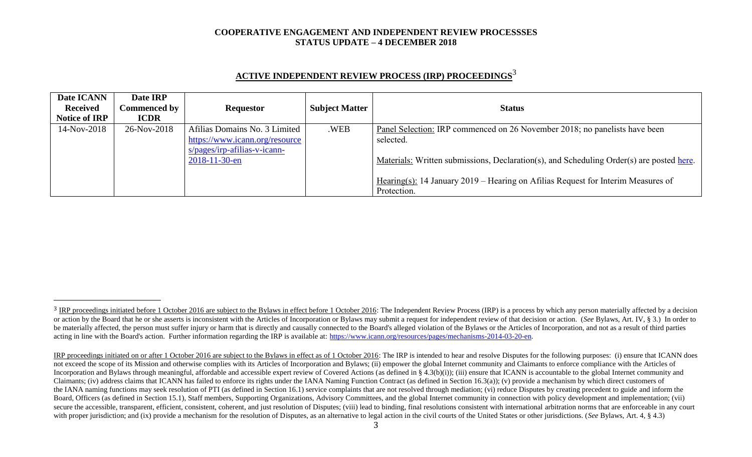**COOPERATIVE ENGAGEMENT AND INDEPENDENT REVIEW PROCESSSES**
**STATUS UPDATE – 4 DECEMBER 2018**

## ACTIVE INDEPENDENT REVIEW PROCESS (IRP) PROCEEDINGS[3]

| Date ICANN Received Notice of IRP | Date IRP Commenced by ICDR | Requestor | Subject Matter | Status |
|---|---|---|---|---|
| 14-Nov-2018 | 26-Nov-2018 | Afilias Domains No. 3 Limited https://www.icann.org/resources/pages/irp-afilias-v-icann-2018-11-30-en | .WEB | Panel Selection: IRP commenced on 26 November 2018; no panelists have been selected.<br><br>Materials: Written submissions, Declaration(s), and Scheduling Order(s) are posted here.<br><br>Hearing(s): 14 January 2019 – Hearing on Afilias Request for Interim Measures of Protection. |

---

[3] IRP proceedings initiated before 1 October 2016 are subject to the Bylaws in effect before 1 October 2016: The Independent Review Process (IRP) is a process by which any person materially affected by a decision or action by the Board that he or she asserts is inconsistent with the Articles of Incorporation or Bylaws may submit a request for independent review of that decision or action. (*See* Bylaws, Art. IV, § 3.) In order to be materially affected, the person must suffer injury or harm that is directly and causally connected to the Board's alleged violation of the Bylaws or the Articles of Incorporation, and not as a result of third parties acting in line with the Board's action. Further information regarding the IRP is available at: https://www.icann.org/resources/pages/mechanisms-2014-03-20-en.

IRP proceedings initiated on or after 1 October 2016 are subject to the Bylaws in effect as of 1 October 2016: The IRP is intended to hear and resolve Disputes for the following purposes: (i) ensure that ICANN does not exceed the scope of its Mission and otherwise complies with its Articles of Incorporation and Bylaws; (ii) empower the global Internet community and Claimants to enforce compliance with the Articles of Incorporation and Bylaws through meaningful, affordable and accessible expert review of Covered Actions (as defined in § 4.3(b)(i)); (iii) ensure that ICANN is accountable to the global Internet community and Claimants; (iv) address claims that ICANN has failed to enforce its rights under the IANA Naming Function Contract (as defined in Section 16.3(a)); (v) provide a mechanism by which direct customers of the IANA naming functions may seek resolution of PTI (as defined in Section 16.1) service complaints that are not resolved through mediation; (vi) reduce Disputes by creating precedent to guide and inform the Board, Officers (as defined in Section 15.1), Staff members, Supporting Organizations, Advisory Committees, and the global Internet community in connection with policy development and implementation; (vii) secure the accessible, transparent, efficient, consistent, coherent, and just resolution of Disputes; (viii) lead to binding, final resolutions consistent with international arbitration norms that are enforceable in any court with proper jurisdiction; and (ix) provide a mechanism for the resolution of Disputes, as an alternative to legal action in the civil courts of the United States or other jurisdictions. (*See* Bylaws, Art. 4, § 4.3)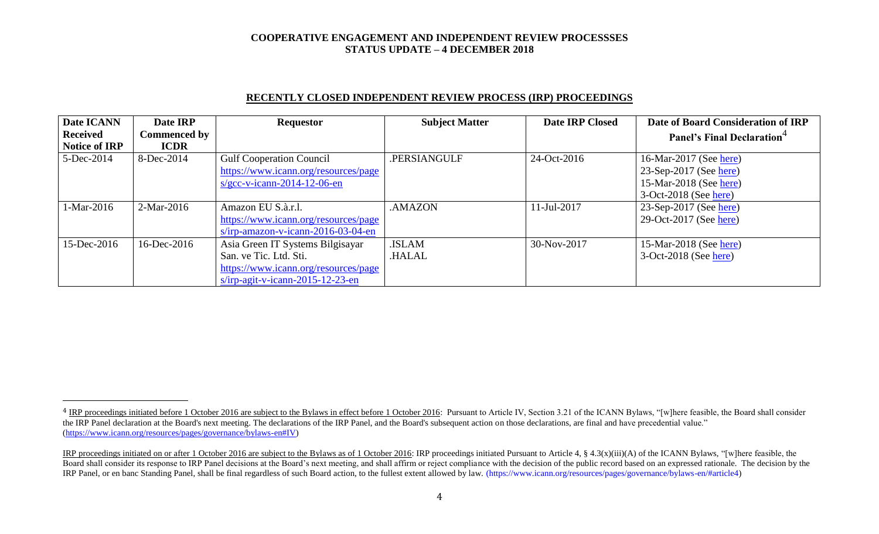**COOPERATIVE ENGAGEMENT AND INDEPENDENT REVIEW PROCESSSES**
**STATUS UPDATE – 4 DECEMBER 2018**

## RECENTLY CLOSED INDEPENDENT REVIEW PROCESS (IRP) PROCEEDINGS

| Date ICANN Received Notice of IRP | Date IRP Commenced by ICDR | Requestor | Subject Matter | Date IRP Closed | Date of Board Consideration of IRP Panel's Final Declaration[4] |
|---|---|---|---|---|---|
| 5-Dec-2014 | 8-Dec-2014 | Gulf Cooperation Council https://www.icann.org/resources/pages/gcc-v-icann-2014-12-06-en | .PERSIANGULF | 24-Oct-2016 | 16-Mar-2017 (See here)<br>23-Sep-2017 (See here)<br>15-Mar-2018 (See here)<br>3-Oct-2018 (See here) |
| 1-Mar-2016 | 2-Mar-2016 | Amazon EU S.à.r.l. https://www.icann.org/resources/pages/irp-amazon-v-icann-2016-03-04-en | .AMAZON | 11-Jul-2017 | 23-Sep-2017 (See here)<br>29-Oct-2017 (See here) |
| 15-Dec-2016 | 16-Dec-2016 | Asia Green IT Systems Bilgisayar San. ve Tic. Ltd. Sti. https://www.icann.org/resources/pages/irp-agit-v-icann-2015-12-23-en | .ISLAM<br>.HALAL | 30-Nov-2017 | 15-Mar-2018 (See here)<br>3-Oct-2018 (See here) |

---

[4] IRP proceedings initiated before 1 October 2016 are subject to the Bylaws in effect before 1 October 2016: Pursuant to Article IV, Section 3.21 of the ICANN Bylaws, "[w]here feasible, the Board shall consider the IRP Panel declaration at the Board's next meeting. The declarations of the IRP Panel, and the Board's subsequent action on those declarations, are final and have precedential value." (https://www.icann.org/resources/pages/governance/bylaws-en#IV)

IRP proceedings initiated on or after 1 October 2016 are subject to the Bylaws as of 1 October 2016: IRP proceedings initiated Pursuant to Article 4, § 4.3(x)(iii)(A) of the ICANN Bylaws, "[w]here feasible, the Board shall consider its response to IRP Panel decisions at the Board's next meeting, and shall affirm or reject compliance with the decision of the public record based on an expressed rationale. The decision by the IRP Panel, or en banc Standing Panel, shall be final regardless of such Board action, to the fullest extent allowed by law. (https://www.icann.org/resources/pages/governance/bylaws-en/#article4)